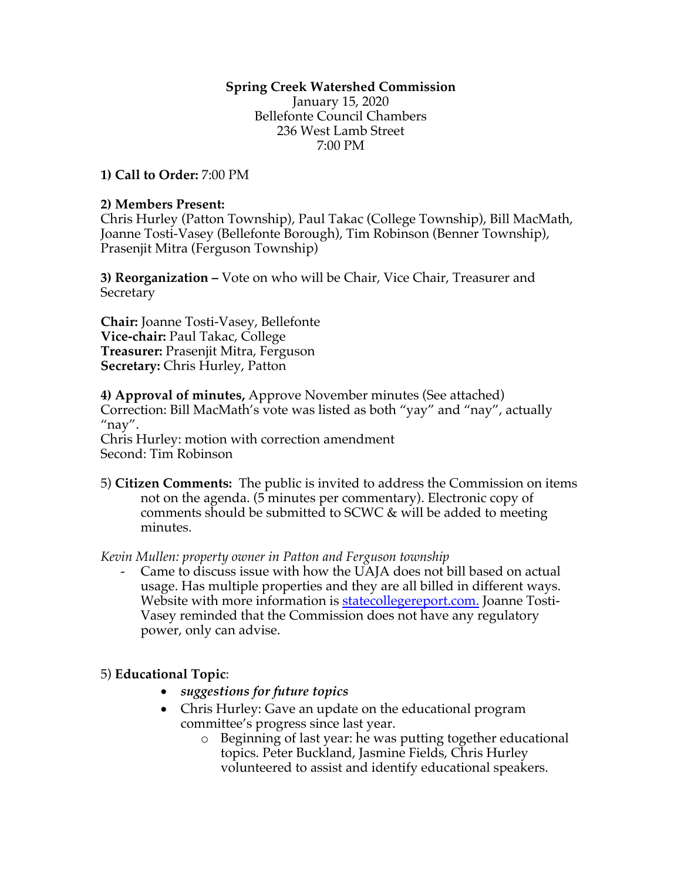**Spring Creek Watershed Commission**
January 15, 2020
Bellefonte Council Chambers
236 West Lamb Street
7:00 PM

**1) Call to Order:** 7:00 PM

**2) Members Present:**
Chris Hurley (Patton Township), Paul Takac (College Township), Bill MacMath, Joanne Tosti-Vasey (Bellefonte Borough), Tim Robinson (Benner Township), Prasenjit Mitra (Ferguson Township)

**3) Reorganization –** Vote on who will be Chair, Vice Chair, Treasurer and Secretary

**Chair:** Joanne Tosti-Vasey, Bellefonte
**Vice-chair:** Paul Takac, College
**Treasurer:** Prasenjit Mitra, Ferguson
**Secretary:** Chris Hurley, Patton

**4) Approval of minutes,** Approve November minutes (See attached)
Correction: Bill MacMath's vote was listed as both "yay" and "nay", actually "nay".
Chris Hurley: motion with correction amendment
Second: Tim Robinson

5) **Citizen Comments:** The public is invited to address the Commission on items not on the agenda. (5 minutes per commentary). Electronic copy of comments should be submitted to SCWC & will be added to meeting minutes.

*Kevin Mullen: property owner in Patton and Ferguson township*

- Came to discuss issue with how the UAJA does not bill based on actual usage. Has multiple properties and they are all billed in different ways. Website with more information is statecollegereport.com. Joanne Tosti-Vasey reminded that the Commission does not have any regulatory power, only can advise.

5) **Educational Topic**:

- ***suggestions for future topics***
- Chris Hurley: Gave an update on the educational program committee's progress since last year.
  - Beginning of last year: he was putting together educational topics. Peter Buckland, Jasmine Fields, Chris Hurley volunteered to assist and identify educational speakers.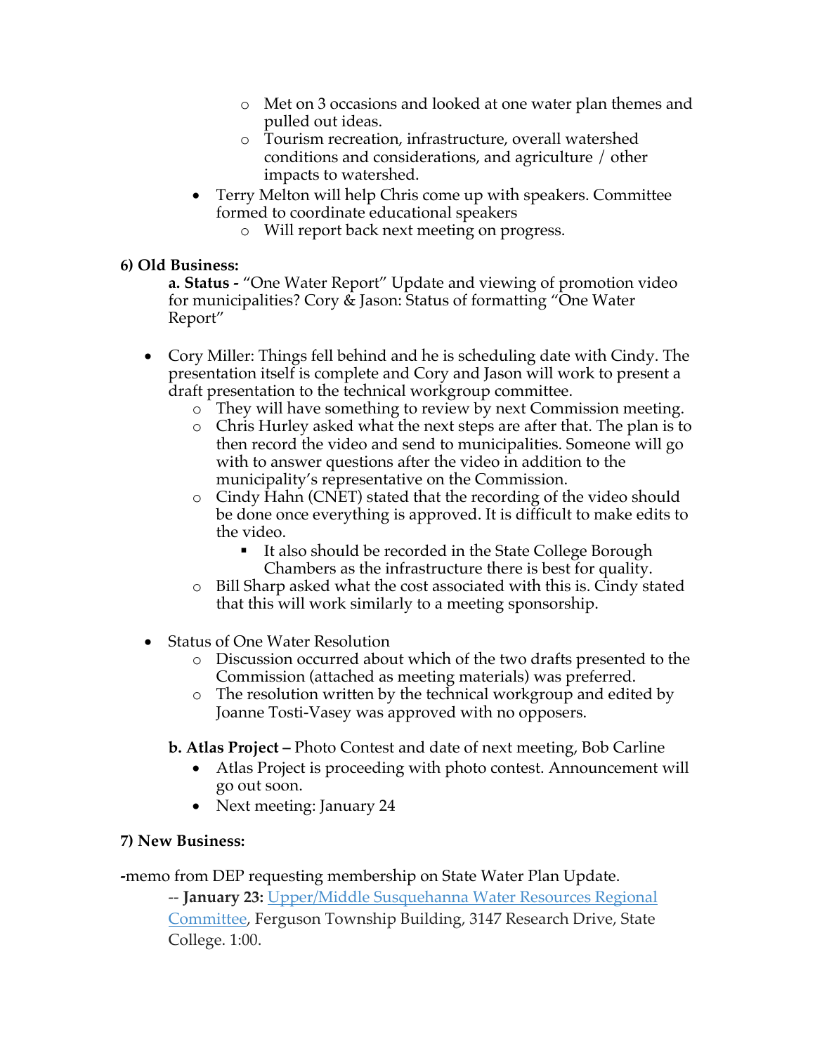- Met on 3 occasions and looked at one water plan themes and pulled out ideas.
  - Tourism recreation, infrastructure, overall watershed conditions and considerations, and agriculture / other impacts to watershed.
- Terry Melton will help Chris come up with speakers. Committee formed to coordinate educational speakers
  - Will report back next meeting on progress.

**6) Old Business:**

**a. Status -** "One Water Report" Update and viewing of promotion video for municipalities? Cory & Jason: Status of formatting "One Water Report"

- Cory Miller: Things fell behind and he is scheduling date with Cindy. The presentation itself is complete and Cory and Jason will work to present a draft presentation to the technical workgroup committee.
  - They will have something to review by next Commission meeting.
  - Chris Hurley asked what the next steps are after that. The plan is to then record the video and send to municipalities. Someone will go with to answer questions after the video in addition to the municipality's representative on the Commission.
  - Cindy Hahn (CNET) stated that the recording of the video should be done once everything is approved. It is difficult to make edits to the video.
    - It also should be recorded in the State College Borough Chambers as the infrastructure there is best for quality.
  - Bill Sharp asked what the cost associated with this is. Cindy stated that this will work similarly to a meeting sponsorship.

- Status of One Water Resolution
  - Discussion occurred about which of the two drafts presented to the Commission (attached as meeting materials) was preferred.
  - The resolution written by the technical workgroup and edited by Joanne Tosti-Vasey was approved with no opposers.

**b. Atlas Project –** Photo Contest and date of next meeting, Bob Carline

- Atlas Project is proceeding with photo contest. Announcement will go out soon.
- Next meeting: January 24

**7) New Business:**

-memo from DEP requesting membership on State Water Plan Update.

-- **January 23:** Upper/Middle Susquehanna Water Resources Regional Committee, Ferguson Township Building, 3147 Research Drive, State College. 1:00.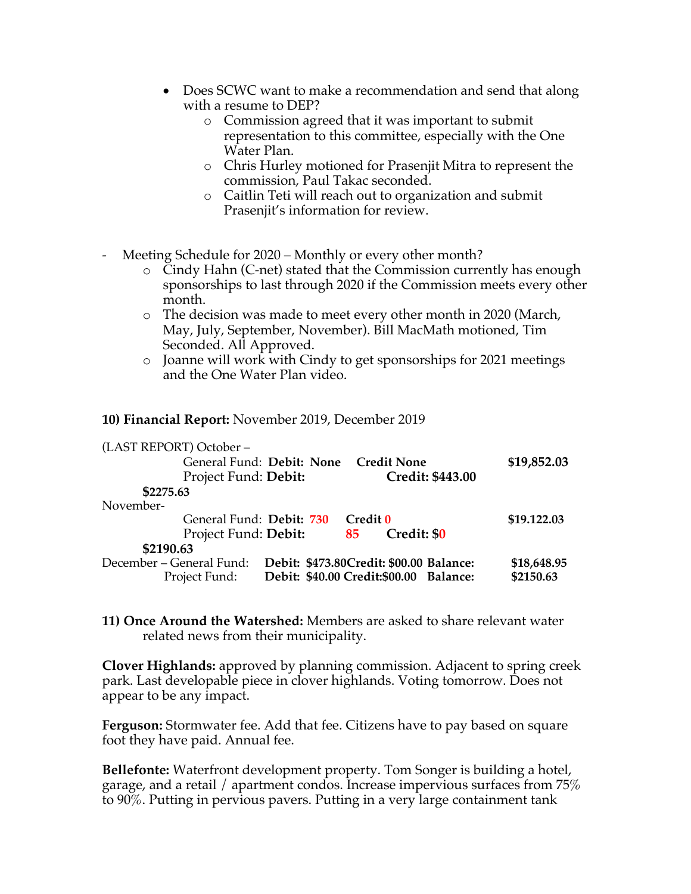- Does SCWC want to make a recommendation and send that along with a resume to DEP?
    - Commission agreed that it was important to submit representation to this committee, especially with the One Water Plan.
    - Chris Hurley motioned for Prasenjit Mitra to represent the commission, Paul Takac seconded.
    - Caitlin Teti will reach out to organization and submit Prasenjit's information for review.

- Meeting Schedule for 2020 – Monthly or every other month?
    - Cindy Hahn (C-net) stated that the Commission currently has enough sponsorships to last through 2020 if the Commission meets every other month.
    - The decision was made to meet every other month in 2020 (March, May, July, September, November). Bill MacMath motioned, Tim Seconded. All Approved.
    - Joanne will work with Cindy to get sponsorships for 2021 meetings and the One Water Plan video.

**10) Financial Report:** November 2019, December 2019

(LAST REPORT) October –

General Fund: **Debit: None** **Credit None** **$19,852.03**

Project Fund: **Debit:** **Credit: $443.00** **$2275.63**

November-

General Fund: **Debit: 730** **Credit 0** **$19.122.03**

Project Fund: **Debit:** **85** **Credit: $0** **$2190.63**

December – General Fund: **Debit: $473.80Credit: $00.00 Balance:** **$18,648.95**

Project Fund: **Debit: $40.00 Credit:$00.00 Balance:** **$2150.63**

**11) Once Around the Watershed:** Members are asked to share relevant water related news from their municipality.

**Clover Highlands:** approved by planning commission. Adjacent to spring creek park. Last developable piece in clover highlands. Voting tomorrow. Does not appear to be any impact.

**Ferguson:** Stormwater fee. Add that fee. Citizens have to pay based on square foot they have paid. Annual fee.

**Bellefonte:** Waterfront development property. Tom Songer is building a hotel, garage, and a retail / apartment condos. Increase impervious surfaces from 75% to 90%. Putting in pervious pavers. Putting in a very large containment tank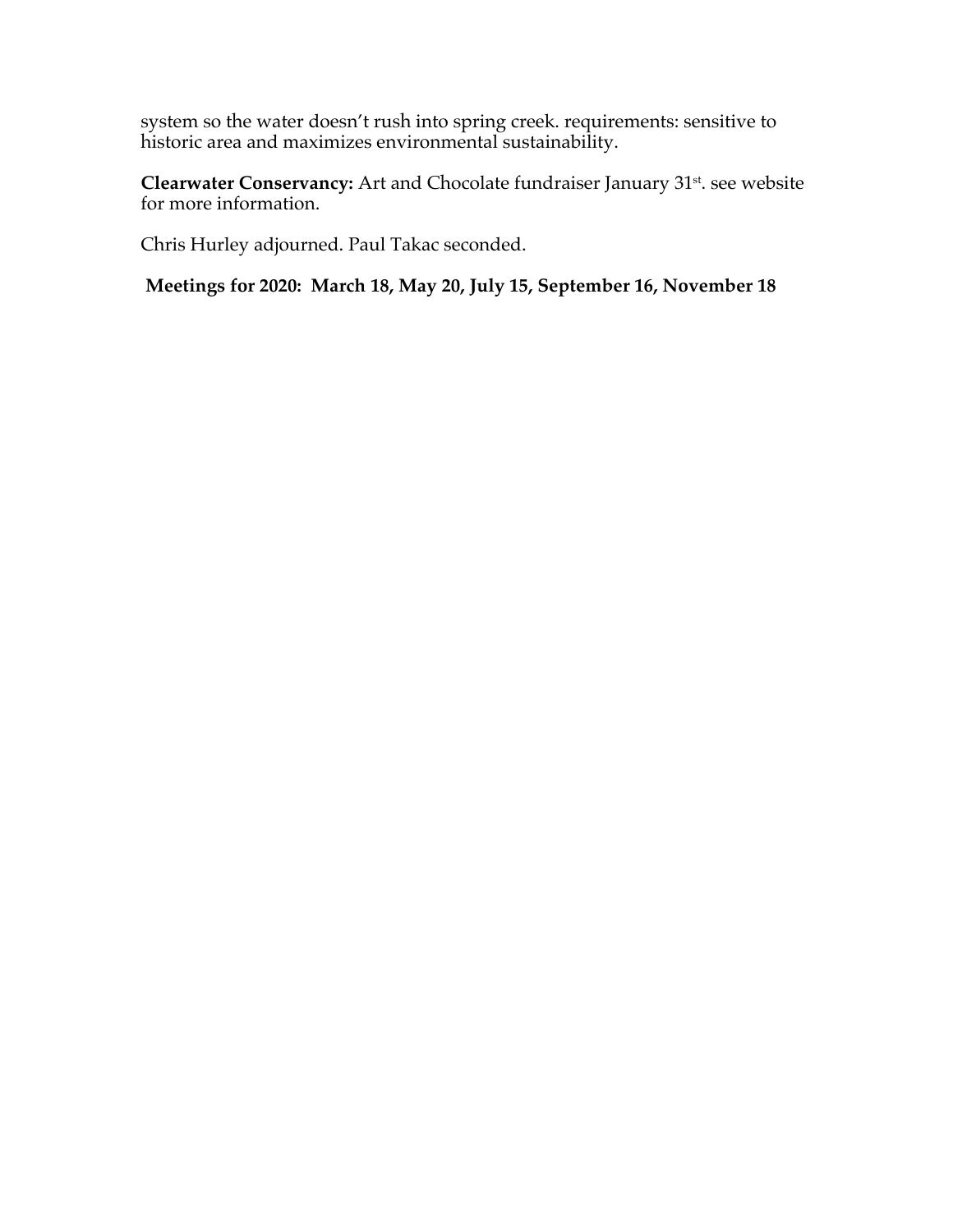system so the water doesn't rush into spring creek. requirements: sensitive to historic area and maximizes environmental sustainability.

**Clearwater Conservancy:** Art and Chocolate fundraiser January 31st. see website for more information.

Chris Hurley adjourned. Paul Takac seconded.

**Meetings for 2020: March 18, May 20, July 15, September 16, November 18**